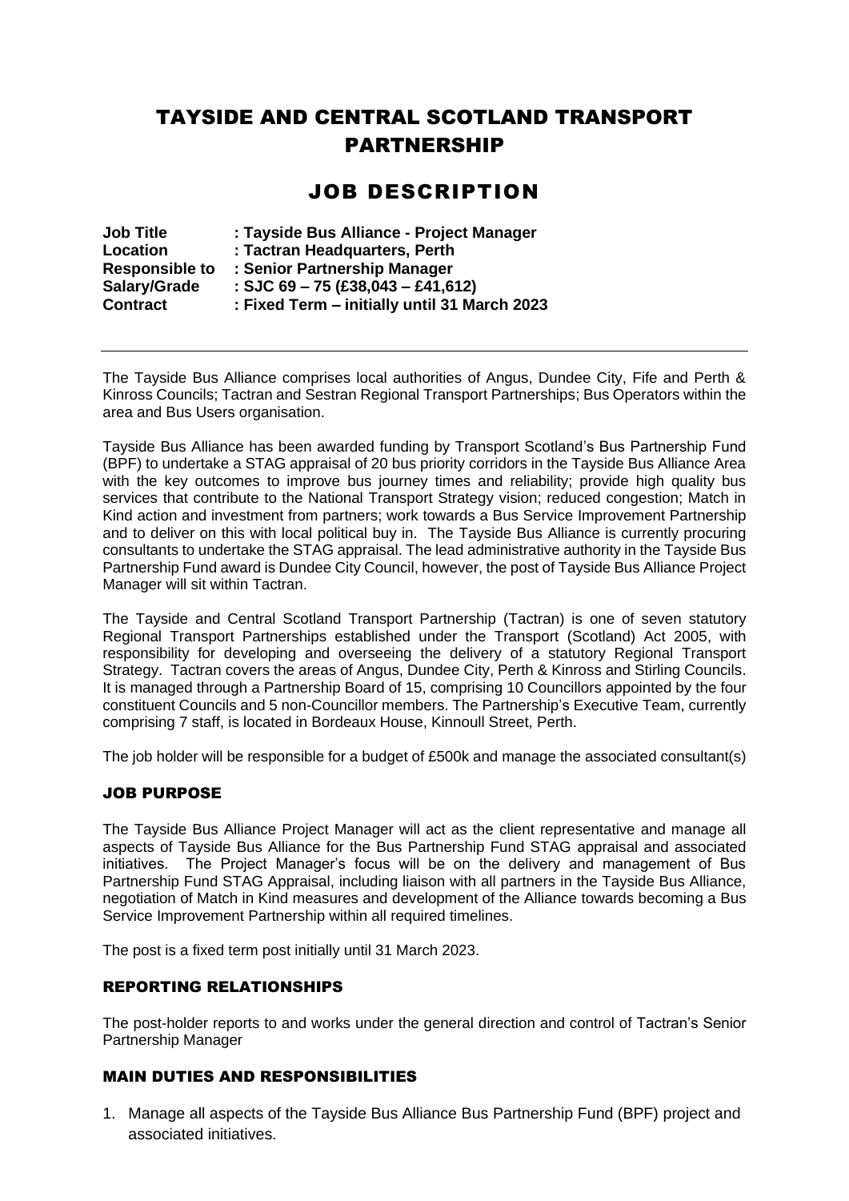# TAYSIDE AND CENTRAL SCOTLAND TRANSPORT PARTNERSHIP

## JOB DESCRIPTION

**Job Title** : **Tayside Bus Alliance - Project Manager**
**Location** : **Tactran Headquarters, Perth**
**Responsible to** : **Senior Partnership Manager**
**Salary/Grade** : **SJC 69 – 75 (£38,043 – £41,612)**
**Contract** : **Fixed Term – initially until 31 March 2023**

---

The Tayside Bus Alliance comprises local authorities of Angus, Dundee City, Fife and Perth & Kinross Councils; Tactran and Sestran Regional Transport Partnerships; Bus Operators within the area and Bus Users organisation.

Tayside Bus Alliance has been awarded funding by Transport Scotland's Bus Partnership Fund (BPF) to undertake a STAG appraisal of 20 bus priority corridors in the Tayside Bus Alliance Area with the key outcomes to improve bus journey times and reliability; provide high quality bus services that contribute to the National Transport Strategy vision; reduced congestion; Match in Kind action and investment from partners; work towards a Bus Service Improvement Partnership and to deliver on this with local political buy in. The Tayside Bus Alliance is currently procuring consultants to undertake the STAG appraisal. The lead administrative authority in the Tayside Bus Partnership Fund award is Dundee City Council, however, the post of Tayside Bus Alliance Project Manager will sit within Tactran.

The Tayside and Central Scotland Transport Partnership (Tactran) is one of seven statutory Regional Transport Partnerships established under the Transport (Scotland) Act 2005, with responsibility for developing and overseeing the delivery of a statutory Regional Transport Strategy. Tactran covers the areas of Angus, Dundee City, Perth & Kinross and Stirling Councils. It is managed through a Partnership Board of 15, comprising 10 Councillors appointed by the four constituent Councils and 5 non-Councillor members. The Partnership's Executive Team, currently comprising 7 staff, is located in Bordeaux House, Kinnoull Street, Perth.

The job holder will be responsible for a budget of £500k and manage the associated consultant(s)

### JOB PURPOSE

The Tayside Bus Alliance Project Manager will act as the client representative and manage all aspects of Tayside Bus Alliance for the Bus Partnership Fund STAG appraisal and associated initiatives. The Project Manager's focus will be on the delivery and management of Bus Partnership Fund STAG Appraisal, including liaison with all partners in the Tayside Bus Alliance, negotiation of Match in Kind measures and development of the Alliance towards becoming a Bus Service Improvement Partnership within all required timelines.

The post is a fixed term post initially until 31 March 2023.

### REPORTING RELATIONSHIPS

The post-holder reports to and works under the general direction and control of Tactran's Senior Partnership Manager

### MAIN DUTIES AND RESPONSIBILITIES

1. Manage all aspects of the Tayside Bus Alliance Bus Partnership Fund (BPF) project and associated initiatives.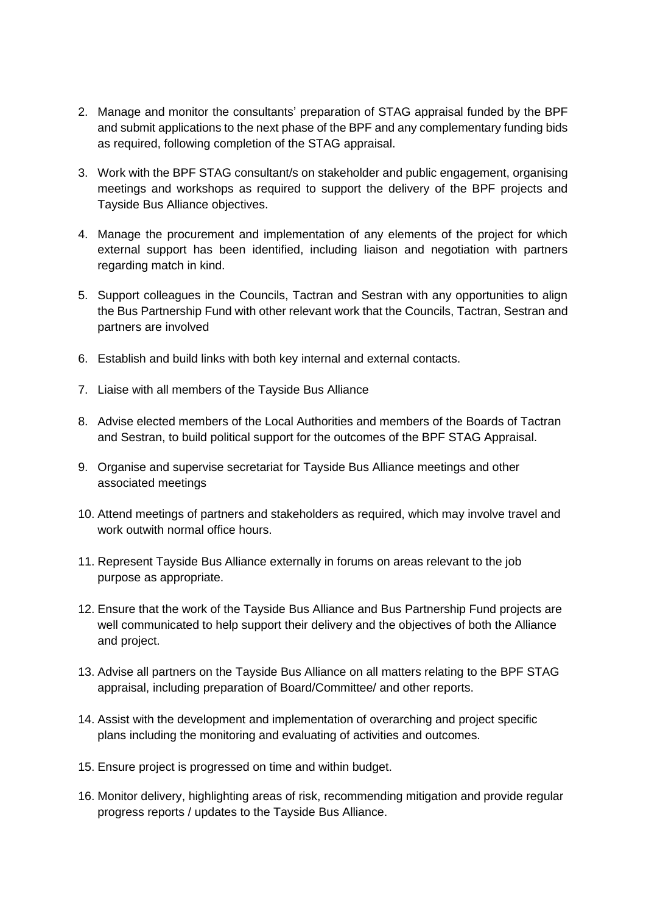2. Manage and monitor the consultants' preparation of STAG appraisal funded by the BPF and submit applications to the next phase of the BPF and any complementary funding bids as required, following completion of the STAG appraisal.
3. Work with the BPF STAG consultant/s on stakeholder and public engagement, organising meetings and workshops as required to support the delivery of the BPF projects and Tayside Bus Alliance objectives.
4. Manage the procurement and implementation of any elements of the project for which external support has been identified, including liaison and negotiation with partners regarding match in kind.
5. Support colleagues in the Councils, Tactran and Sestran with any opportunities to align the Bus Partnership Fund with other relevant work that the Councils, Tactran, Sestran and partners are involved
6. Establish and build links with both key internal and external contacts.
7. Liaise with all members of the Tayside Bus Alliance
8. Advise elected members of the Local Authorities and members of the Boards of Tactran and Sestran, to build political support for the outcomes of the BPF STAG Appraisal.
9. Organise and supervise secretariat for Tayside Bus Alliance meetings and other associated meetings
10. Attend meetings of partners and stakeholders as required, which may involve travel and work outwith normal office hours.
11. Represent Tayside Bus Alliance externally in forums on areas relevant to the job purpose as appropriate.
12. Ensure that the work of the Tayside Bus Alliance and Bus Partnership Fund projects are well communicated to help support their delivery and the objectives of both the Alliance and project.
13. Advise all partners on the Tayside Bus Alliance on all matters relating to the BPF STAG appraisal, including preparation of Board/Committee/ and other reports.
14. Assist with the development and implementation of overarching and project specific plans including the monitoring and evaluating of activities and outcomes.
15. Ensure project is progressed on time and within budget.
16. Monitor delivery, highlighting areas of risk, recommending mitigation and provide regular progress reports / updates to the Tayside Bus Alliance.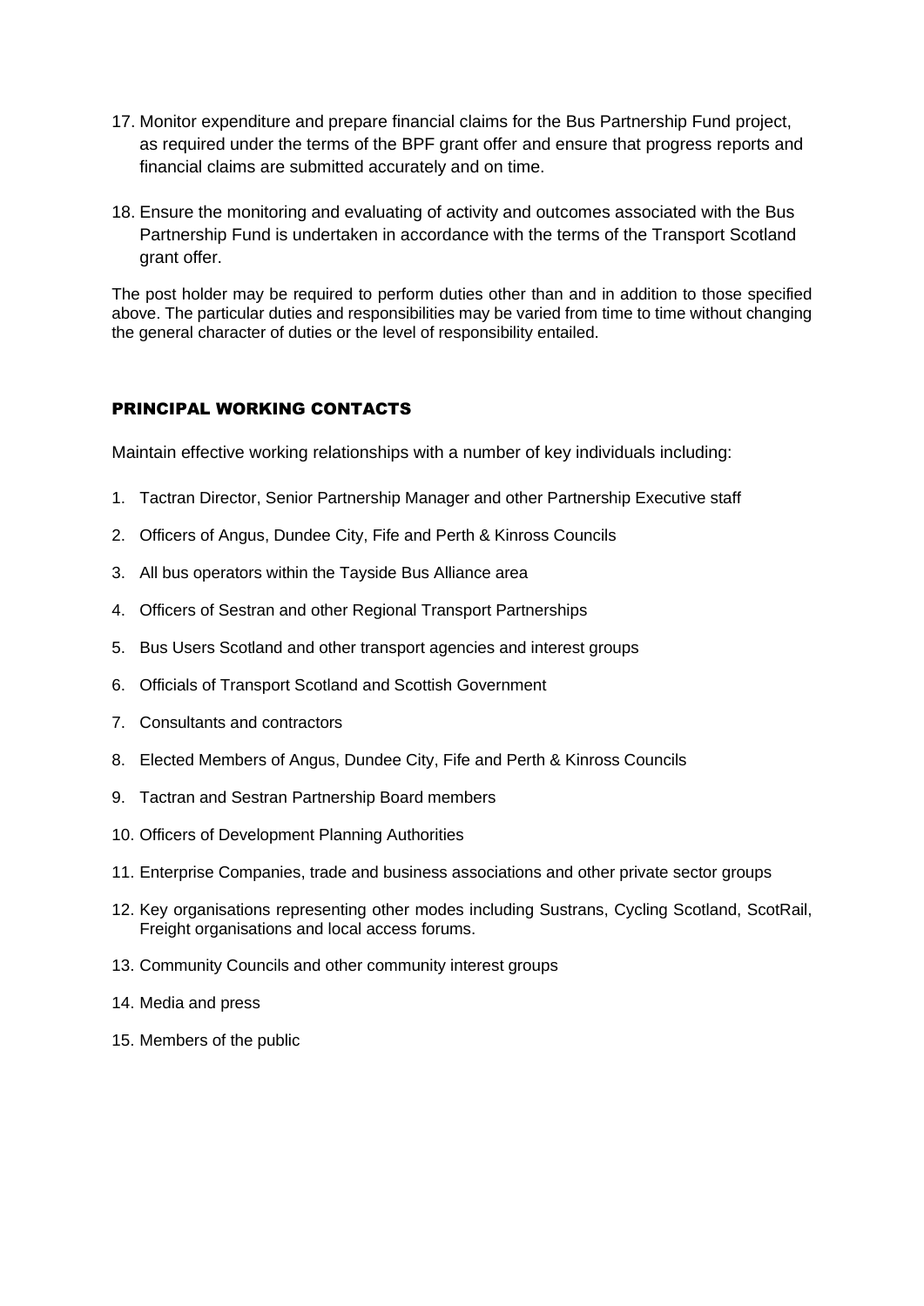17. Monitor expenditure and prepare financial claims for the Bus Partnership Fund project, as required under the terms of the BPF grant offer and ensure that progress reports and financial claims are submitted accurately and on time.

18. Ensure the monitoring and evaluating of activity and outcomes associated with the Bus Partnership Fund is undertaken in accordance with the terms of the Transport Scotland grant offer.

The post holder may be required to perform duties other than and in addition to those specified above. The particular duties and responsibilities may be varied from time to time without changing the general character of duties or the level of responsibility entailed.

## PRINCIPAL WORKING CONTACTS

Maintain effective working relationships with a number of key individuals including:

1. Tactran Director, Senior Partnership Manager and other Partnership Executive staff
2. Officers of Angus, Dundee City, Fife and Perth & Kinross Councils
3. All bus operators within the Tayside Bus Alliance area
4. Officers of Sestran and other Regional Transport Partnerships
5. Bus Users Scotland and other transport agencies and interest groups
6. Officials of Transport Scotland and Scottish Government
7. Consultants and contractors
8. Elected Members of Angus, Dundee City, Fife and Perth & Kinross Councils
9. Tactran and Sestran Partnership Board members
10. Officers of Development Planning Authorities
11. Enterprise Companies, trade and business associations and other private sector groups
12. Key organisations representing other modes including Sustrans, Cycling Scotland, ScotRail, Freight organisations and local access forums.
13. Community Councils and other community interest groups
14. Media and press
15. Members of the public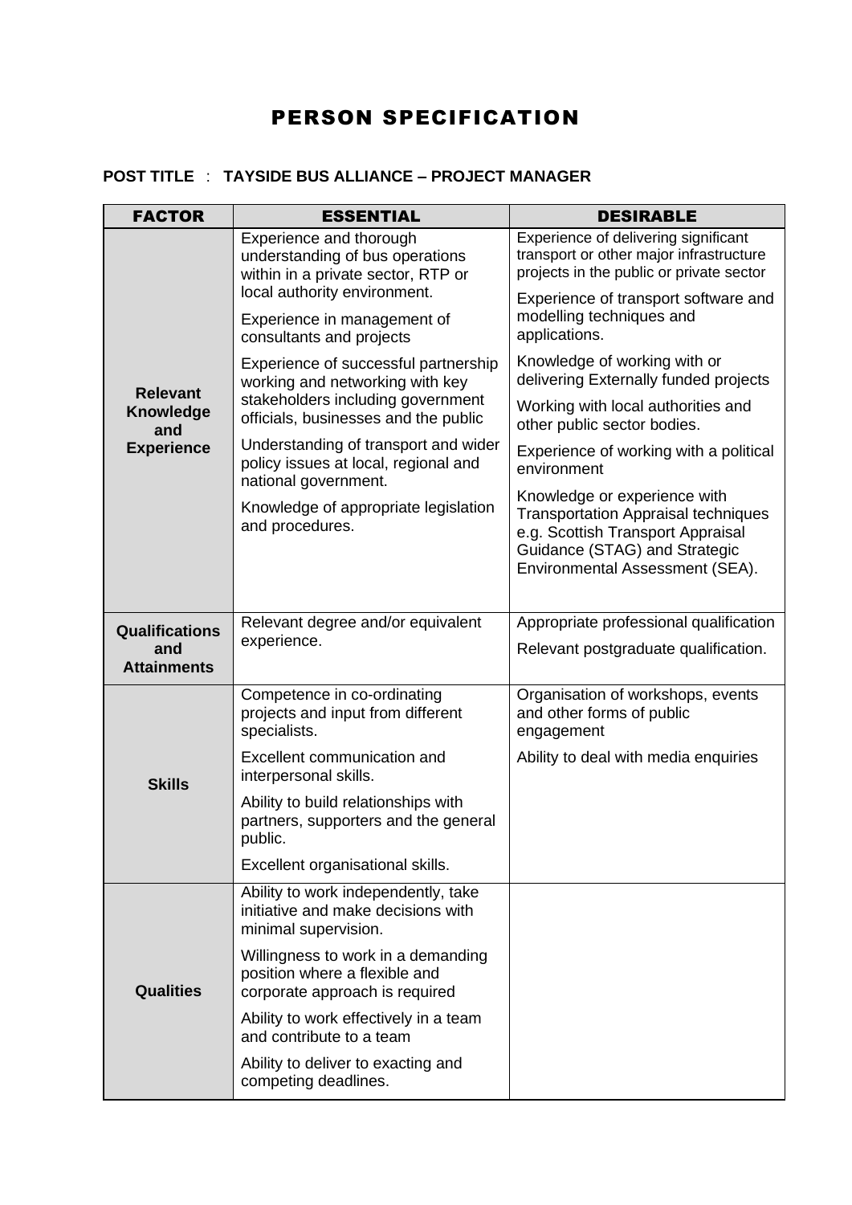# PERSON SPECIFICATION

**POST TITLE : TAYSIDE BUS ALLIANCE – PROJECT MANAGER**

| FACTOR | ESSENTIAL | DESIRABLE |
|---|---|---|
| **Relevant Knowledge and Experience** | Experience and thorough understanding of bus operations within in a private sector, RTP or local authority environment.<br><br>Experience in management of consultants and projects<br><br>Experience of successful partnership working and networking with key stakeholders including government officials, businesses and the public<br><br>Understanding of transport and wider policy issues at local, regional and national government.<br><br>Knowledge of appropriate legislation and procedures. | Experience of delivering significant transport or other major infrastructure projects in the public or private sector<br><br>Experience of transport software and modelling techniques and applications.<br><br>Knowledge of working with or delivering Externally funded projects<br><br>Working with local authorities and other public sector bodies.<br><br>Experience of working with a political environment<br><br>Knowledge or experience with Transportation Appraisal techniques e.g. Scottish Transport Appraisal Guidance (STAG) and Strategic Environmental Assessment (SEA). |
| **Qualifications and Attainments** | Relevant degree and/or equivalent experience. | Appropriate professional qualification<br><br>Relevant postgraduate qualification. |
| **Skills** | Competence in co-ordinating projects and input from different specialists.<br><br>Excellent communication and interpersonal skills.<br><br>Ability to build relationships with partners, supporters and the general public.<br><br>Excellent organisational skills. | Organisation of workshops, events and other forms of public engagement<br><br>Ability to deal with media enquiries |
| **Qualities** | Ability to work independently, take initiative and make decisions with minimal supervision.<br><br>Willingness to work in a demanding position where a flexible and corporate approach is required<br><br>Ability to work effectively in a team and contribute to a team<br><br>Ability to deliver to exacting and competing deadlines. | |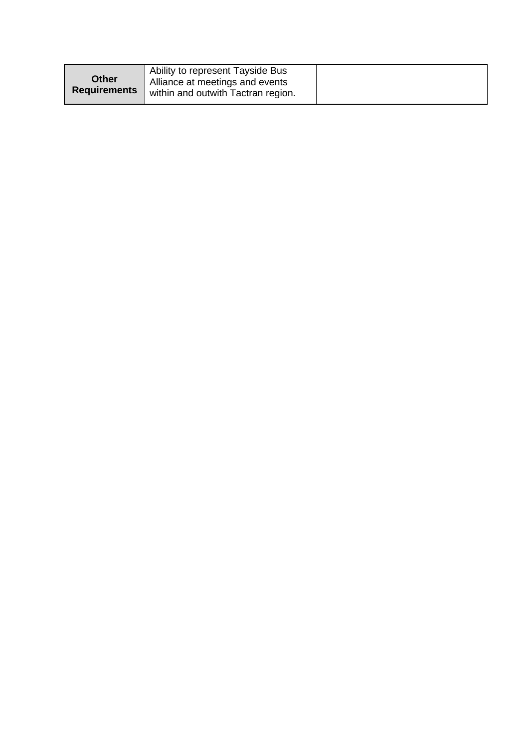| | | |
|---|---|---|
| **Other Requirements** | Ability to represent Tayside Bus Alliance at meetings and events within and outwith Tactran region. | |